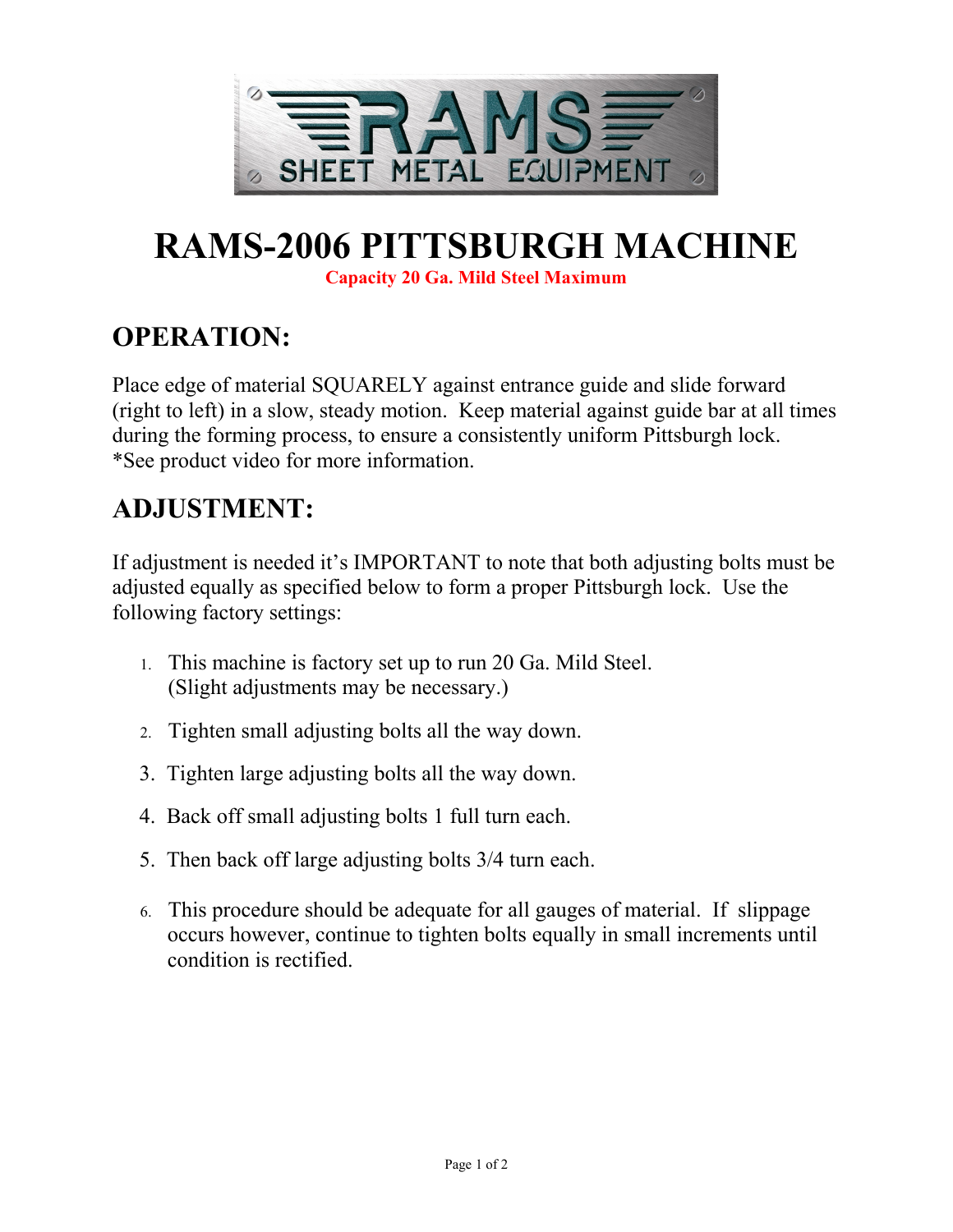# RAMS-2006 PITTSBURGH MACHINE

**Capacity 20 Ga. Mild Steel Maximum**

## OPERATION:

Place edge of material SQUARELY against entrance guide and slide forward (right to left) in a slow, steady motion. Keep material against guide bar at all times during the forming process, to ensure a consistently uniform Pittsburgh lock. *See product video for more information.

## ADJUSTMENT:

If adjustment is needed it's IMPORTANT to note that both adjusting bolts must be adjusted equally as specified below to form a proper Pittsburgh lock. Use the following factory settings:

1. This machine is factory set up to run 20 Ga. Mild Steel. (Slight adjustments may be necessary.)
2. Tighten small adjusting bolts all the way down.
3. Tighten large adjusting bolts all the way down.
4. Back off small adjusting bolts 1 full turn each.
5. Then back off large adjusting bolts 3/4 turn each.
6. This procedure should be adequate for all gauges of material. If slippage occurs however, continue to tighten bolts equally in small increments until condition is rectified.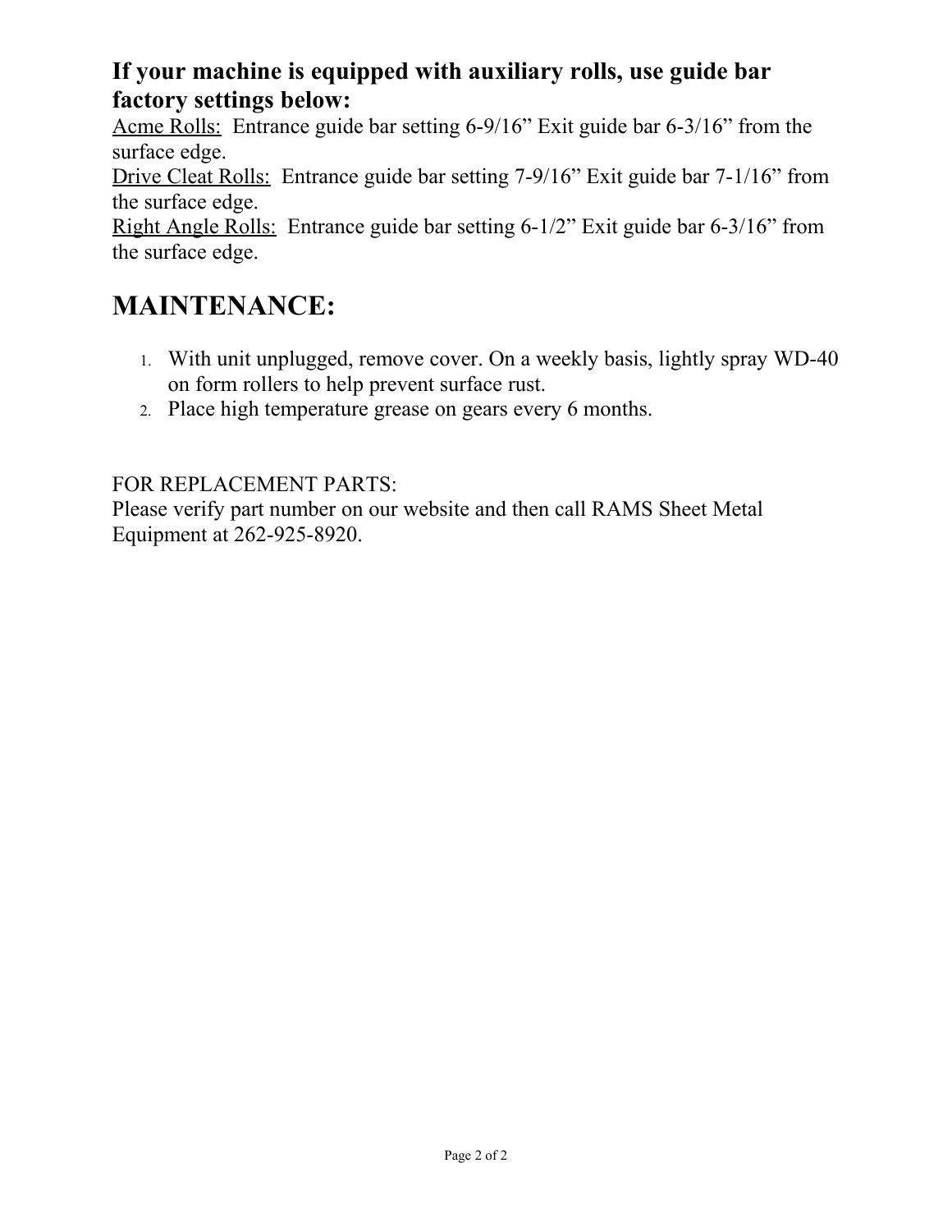**If your machine is equipped with auxiliary rolls, use guide bar factory settings below:**

<u>Acme Rolls:</u> Entrance guide bar setting 6-9/16" Exit guide bar 6-3/16" from the surface edge.
<u>Drive Cleat Rolls:</u> Entrance guide bar setting 7-9/16" Exit guide bar 7-1/16" from the surface edge.
<u>Right Angle Rolls:</u> Entrance guide bar setting 6-1/2" Exit guide bar 6-3/16" from the surface edge.

# MAINTENANCE:

1. With unit unplugged, remove cover. On a weekly basis, lightly spray WD-40 on form rollers to help prevent surface rust.
2. Place high temperature grease on gears every 6 months.

FOR REPLACEMENT PARTS:
Please verify part number on our website and then call RAMS Sheet Metal Equipment at 262-925-8920.